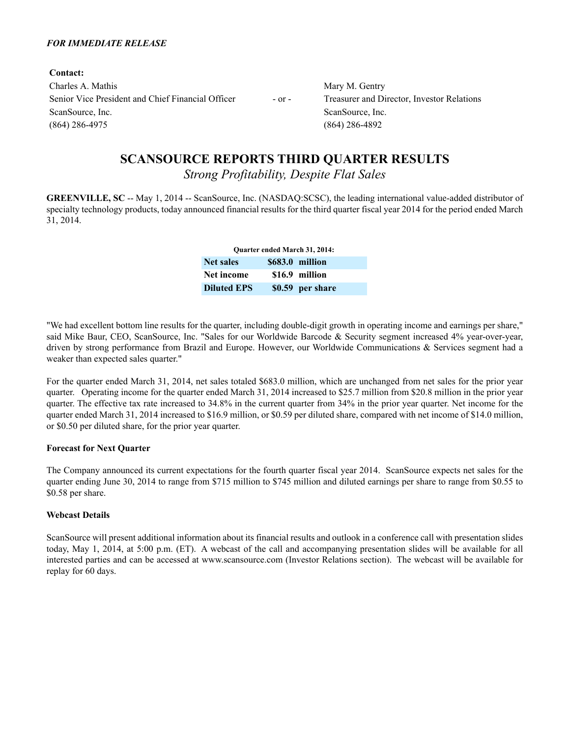***FOR IMMEDIATE RELEASE***

**Contact:**

| | | |
|---|---|---|
| Charles A. Mathis | | Mary M. Gentry |
| Senior Vice President and Chief Financial Officer | - or - | Treasurer and Director, Investor Relations |
| ScanSource, Inc. | | ScanSource, Inc. |
| (864) 286-4975 | | (864) 286-4892 |

# SCANSOURCE REPORTS THIRD QUARTER RESULTS

*Strong Profitability, Despite Flat Sales*

**GREENVILLE, SC** -- May 1, 2014 -- ScanSource, Inc. (NASDAQ:SCSC), the leading international value-added distributor of specialty technology products, today announced financial results for the third quarter fiscal year 2014 for the period ended March 31, 2014.

| Quarter ended March 31, 2014: | | |
|---|---|---|
| **Net sales** | **$683.0** | **million** |
| **Net income** | **$16.9** | **million** |
| **Diluted EPS** | **$0.59** | **per share** |

"We had excellent bottom line results for the quarter, including double-digit growth in operating income and earnings per share," said Mike Baur, CEO, ScanSource, Inc. "Sales for our Worldwide Barcode & Security segment increased 4% year-over-year, driven by strong performance from Brazil and Europe. However, our Worldwide Communications & Services segment had a weaker than expected sales quarter."

For the quarter ended March 31, 2014, net sales totaled $683.0 million, which are unchanged from net sales for the prior year quarter. Operating income for the quarter ended March 31, 2014 increased to $25.7 million from $20.8 million in the prior year quarter. The effective tax rate increased to 34.8% in the current quarter from 34% in the prior year quarter. Net income for the quarter ended March 31, 2014 increased to $16.9 million, or $0.59 per diluted share, compared with net income of $14.0 million, or $0.50 per diluted share, for the prior year quarter.

**Forecast for Next Quarter**

The Company announced its current expectations for the fourth quarter fiscal year 2014. ScanSource expects net sales for the quarter ending June 30, 2014 to range from $715 million to $745 million and diluted earnings per share to range from $0.55 to $0.58 per share.

**Webcast Details**

ScanSource will present additional information about its financial results and outlook in a conference call with presentation slides today, May 1, 2014, at 5:00 p.m. (ET). A webcast of the call and accompanying presentation slides will be available for all interested parties and can be accessed at www.scansource.com (Investor Relations section). The webcast will be available for replay for 60 days.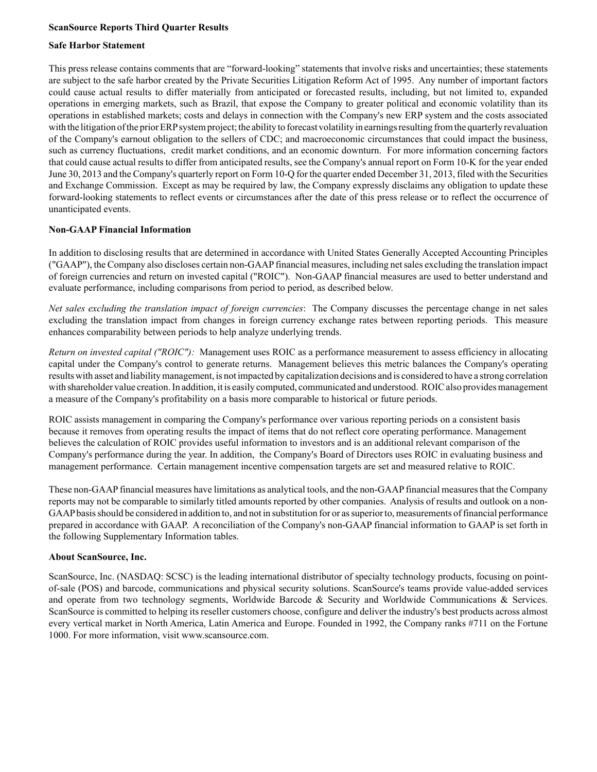**ScanSource Reports Third Quarter Results**

**Safe Harbor Statement**

This press release contains comments that are "forward-looking" statements that involve risks and uncertainties; these statements are subject to the safe harbor created by the Private Securities Litigation Reform Act of 1995. Any number of important factors could cause actual results to differ materially from anticipated or forecasted results, including, but not limited to, expanded operations in emerging markets, such as Brazil, that expose the Company to greater political and economic volatility than its operations in established markets; costs and delays in connection with the Company's new ERP system and the costs associated with the litigation of the prior ERP system project; the ability to forecast volatility in earnings resulting from the quarterly revaluation of the Company's earnout obligation to the sellers of CDC; and macroeconomic circumstances that could impact the business, such as currency fluctuations, credit market conditions, and an economic downturn. For more information concerning factors that could cause actual results to differ from anticipated results, see the Company's annual report on Form 10-K for the year ended June 30, 2013 and the Company's quarterly report on Form 10-Q for the quarter ended December 31, 2013, filed with the Securities and Exchange Commission. Except as may be required by law, the Company expressly disclaims any obligation to update these forward-looking statements to reflect events or circumstances after the date of this press release or to reflect the occurrence of unanticipated events.

**Non-GAAP Financial Information**

In addition to disclosing results that are determined in accordance with United States Generally Accepted Accounting Principles ("GAAP"), the Company also discloses certain non-GAAP financial measures, including net sales excluding the translation impact of foreign currencies and return on invested capital ("ROIC"). Non-GAAP financial measures are used to better understand and evaluate performance, including comparisons from period to period, as described below.

*Net sales excluding the translation impact of foreign currencies*: The Company discusses the percentage change in net sales excluding the translation impact from changes in foreign currency exchange rates between reporting periods. This measure enhances comparability between periods to help analyze underlying trends.

*Return on invested capital ("ROIC"):* Management uses ROIC as a performance measurement to assess efficiency in allocating capital under the Company's control to generate returns. Management believes this metric balances the Company's operating results with asset and liability management, is not impacted by capitalization decisions and is considered to have a strong correlation with shareholder value creation. In addition, it is easily computed, communicated and understood. ROIC also provides management a measure of the Company's profitability on a basis more comparable to historical or future periods.

ROIC assists management in comparing the Company's performance over various reporting periods on a consistent basis because it removes from operating results the impact of items that do not reflect core operating performance. Management believes the calculation of ROIC provides useful information to investors and is an additional relevant comparison of the Company's performance during the year. In addition, the Company's Board of Directors uses ROIC in evaluating business and management performance. Certain management incentive compensation targets are set and measured relative to ROIC.

These non-GAAP financial measures have limitations as analytical tools, and the non-GAAP financial measures that the Company reports may not be comparable to similarly titled amounts reported by other companies. Analysis of results and outlook on a non-GAAP basis should be considered in addition to, and not in substitution for or as superior to, measurements of financial performance prepared in accordance with GAAP. A reconciliation of the Company's non-GAAP financial information to GAAP is set forth in the following Supplementary Information tables.

**About ScanSource, Inc.**

ScanSource, Inc. (NASDAQ: SCSC) is the leading international distributor of specialty technology products, focusing on point-of-sale (POS) and barcode, communications and physical security solutions. ScanSource's teams provide value-added services and operate from two technology segments, Worldwide Barcode & Security and Worldwide Communications & Services. ScanSource is committed to helping its reseller customers choose, configure and deliver the industry's best products across almost every vertical market in North America, Latin America and Europe. Founded in 1992, the Company ranks #711 on the Fortune 1000. For more information, visit www.scansource.com.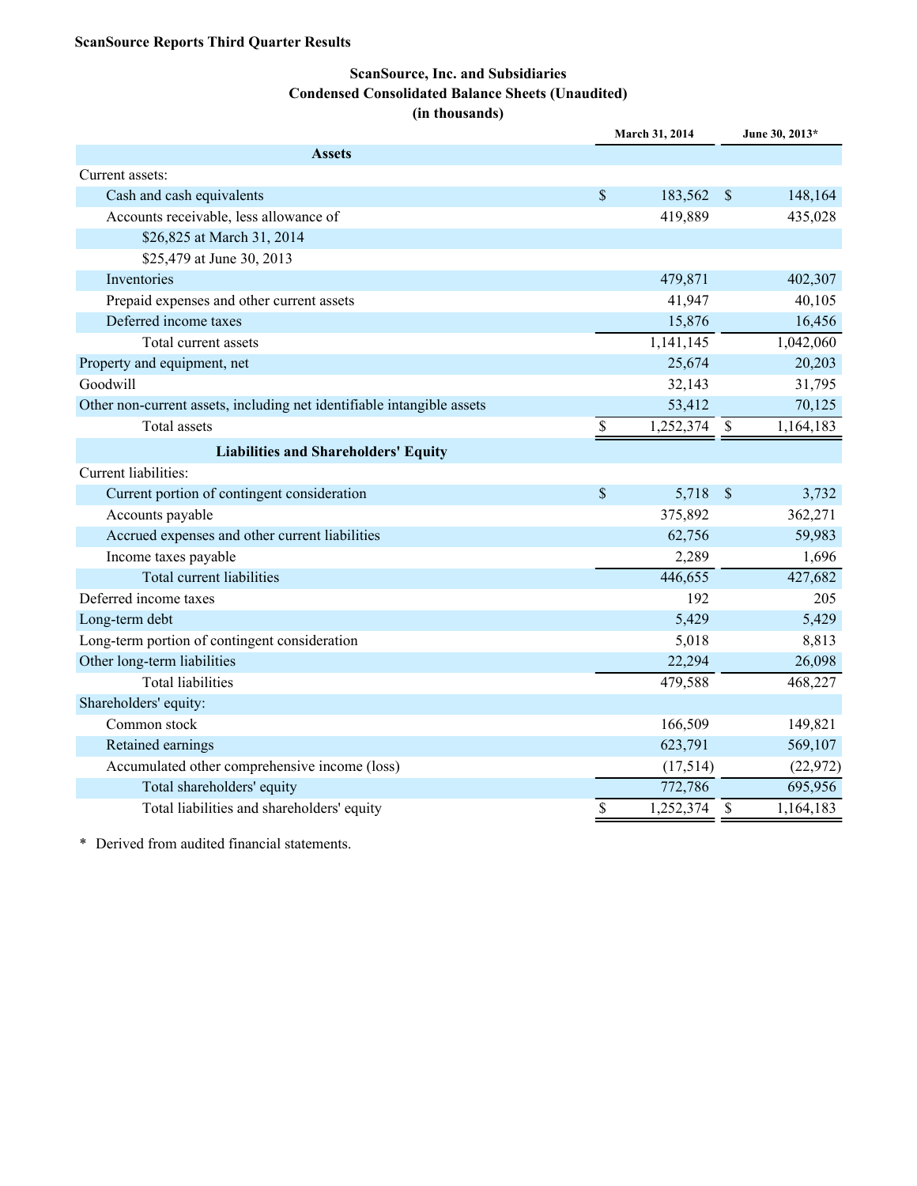**ScanSource Reports Third Quarter Results**

**ScanSource, Inc. and Subsidiaries**
**Condensed Consolidated Balance Sheets (Unaudited)**
**(in thousands)**

| | March 31, 2014 | June 30, 2013* |
|---|---|---|
| **Assets** | | |
| Current assets: | | |
| Cash and cash equivalents | $ 183,562 | $ 148,164 |
| Accounts receivable, less allowance of | 419,889 | 435,028 |
| $26,825 at March 31, 2014 | | |
| $25,479 at June 30, 2013 | | |
| Inventories | 479,871 | 402,307 |
| Prepaid expenses and other current assets | 41,947 | 40,105 |
| Deferred income taxes | 15,876 | 16,456 |
| Total current assets | 1,141,145 | 1,042,060 |
| Property and equipment, net | 25,674 | 20,203 |
| Goodwill | 32,143 | 31,795 |
| Other non-current assets, including net identifiable intangible assets | 53,412 | 70,125 |
| Total assets | $ 1,252,374 | $ 1,164,183 |
| **Liabilities and Shareholders' Equity** | | |
| Current liabilities: | | |
| Current portion of contingent consideration | $ 5,718 | $ 3,732 |
| Accounts payable | 375,892 | 362,271 |
| Accrued expenses and other current liabilities | 62,756 | 59,983 |
| Income taxes payable | 2,289 | 1,696 |
| Total current liabilities | 446,655 | 427,682 |
| Deferred income taxes | 192 | 205 |
| Long-term debt | 5,429 | 5,429 |
| Long-term portion of contingent consideration | 5,018 | 8,813 |
| Other long-term liabilities | 22,294 | 26,098 |
| Total liabilities | 479,588 | 468,227 |
| Shareholders' equity: | | |
| Common stock | 166,509 | 149,821 |
| Retained earnings | 623,791 | 569,107 |
| Accumulated other comprehensive income (loss) | (17,514) | (22,972) |
| Total shareholders' equity | 772,786 | 695,956 |
| Total liabilities and shareholders' equity | $ 1,252,374 | $ 1,164,183 |

* Derived from audited financial statements.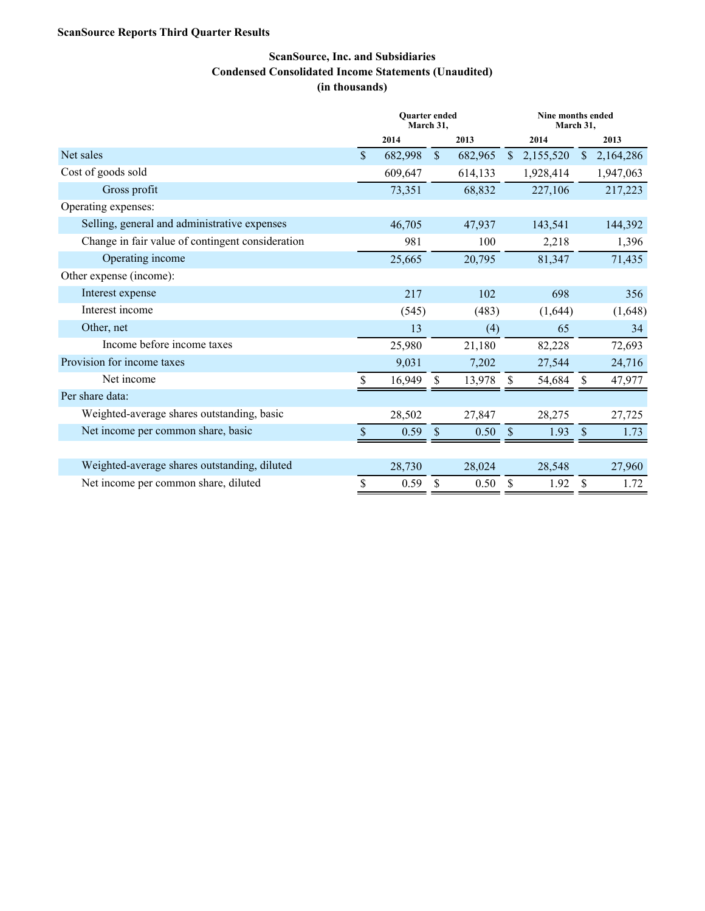**ScanSource Reports Third Quarter Results**

**ScanSource, Inc. and Subsidiaries**
**Condensed Consolidated Income Statements (Unaudited)**
**(in thousands)**

| | Quarter ended March 31, | | Nine months ended March 31, | |
|---|---|---|---|---|
| | 2014 | 2013 | 2014 | 2013 |
| Net sales | $ 682,998 | $ 682,965 | $ 2,155,520 | $ 2,164,286 |
| Cost of goods sold | 609,647 | 614,133 | 1,928,414 | 1,947,063 |
| Gross profit | 73,351 | 68,832 | 227,106 | 217,223 |
| Operating expenses: | | | | |
| Selling, general and administrative expenses | 46,705 | 47,937 | 143,541 | 144,392 |
| Change in fair value of contingent consideration | 981 | 100 | 2,218 | 1,396 |
| Operating income | 25,665 | 20,795 | 81,347 | 71,435 |
| Other expense (income): | | | | |
| Interest expense | 217 | 102 | 698 | 356 |
| Interest income | (545) | (483) | (1,644) | (1,648) |
| Other, net | 13 | (4) | 65 | 34 |
| Income before income taxes | 25,980 | 21,180 | 82,228 | 72,693 |
| Provision for income taxes | 9,031 | 7,202 | 27,544 | 24,716 |
| Net income | $ 16,949 | $ 13,978 | $ 54,684 | $ 47,977 |
| Per share data: | | | | |
| Weighted-average shares outstanding, basic | 28,502 | 27,847 | 28,275 | 27,725 |
| Net income per common share, basic | $ 0.59 | $ 0.50 | $ 1.93 | $ 1.73 |
| Weighted-average shares outstanding, diluted | 28,730 | 28,024 | 28,548 | 27,960 |
| Net income per common share, diluted | $ 0.59 | $ 0.50 | $ 1.92 | $ 1.72 |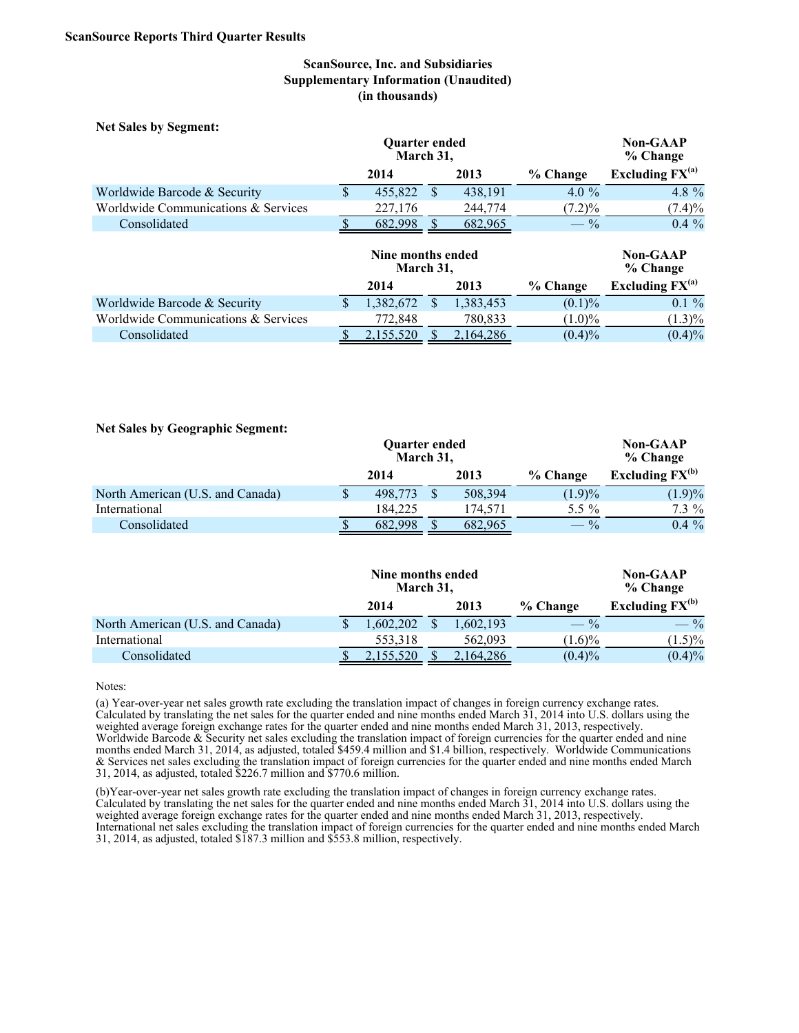**ScanSource Reports Third Quarter Results**

## ScanSource, Inc. and Subsidiaries
## Supplementary Information (Unaudited)
## (in thousands)

**Net Sales by Segment:**

| | Quarter ended March 31, | | | Non-GAAP % Change |
|---|---|---|---|---|
| | 2014 | 2013 | % Change | Excluding FX[(a)] |
| Worldwide Barcode & Security | $ 455,822 | $ 438,191 | 4.0 % | 4.8 % |
| Worldwide Communications & Services | 227,176 | 244,774 | (7.2)% | (7.4)% |
| Consolidated | $ 682,998 | $ 682,965 | — % | 0.4 % |

| | Nine months ended March 31, | | | Non-GAAP % Change |
|---|---|---|---|---|
| | 2014 | 2013 | % Change | Excluding FX[(a)] |
| Worldwide Barcode & Security | $ 1,382,672 | $ 1,383,453 | (0.1)% | 0.1 % |
| Worldwide Communications & Services | 772,848 | 780,833 | (1.0)% | (1.3)% |
| Consolidated | $ 2,155,520 | $ 2,164,286 | (0.4)% | (0.4)% |

**Net Sales by Geographic Segment:**

| | Quarter ended March 31, | | | Non-GAAP % Change |
|---|---|---|---|---|
| | 2014 | 2013 | % Change | Excluding FX[(b)] |
| North American (U.S. and Canada) | $ 498,773 | $ 508,394 | (1.9)% | (1.9)% |
| International | 184,225 | 174,571 | 5.5 % | 7.3 % |
| Consolidated | $ 682,998 | $ 682,965 | — % | 0.4 % |

| | Nine months ended March 31, | | | Non-GAAP % Change |
|---|---|---|---|---|
| | 2014 | 2013 | % Change | Excluding FX[(b)] |
| North American (U.S. and Canada) | $ 1,602,202 | $ 1,602,193 | — % | — % |
| International | 553,318 | 562,093 | (1.6)% | (1.5)% |
| Consolidated | $ 2,155,520 | $ 2,164,286 | (0.4)% | (0.4)% |

Notes:

(a) Year-over-year net sales growth rate excluding the translation impact of changes in foreign currency exchange rates. Calculated by translating the net sales for the quarter ended and nine months ended March 31, 2014 into U.S. dollars using the weighted average foreign exchange rates for the quarter ended and nine months ended March 31, 2013, respectively. Worldwide Barcode & Security net sales excluding the translation impact of foreign currencies for the quarter ended and nine months ended March 31, 2014, as adjusted, totaled $459.4 million and $1.4 billion, respectively. Worldwide Communications & Services net sales excluding the translation impact of foreign currencies for the quarter ended and nine months ended March 31, 2014, as adjusted, totaled $226.7 million and $770.6 million.

(b)Year-over-year net sales growth rate excluding the translation impact of changes in foreign currency exchange rates. Calculated by translating the net sales for the quarter ended and nine months ended March 31, 2014 into U.S. dollars using the weighted average foreign exchange rates for the quarter ended and nine months ended March 31, 2013, respectively. International net sales excluding the translation impact of foreign currencies for the quarter ended and nine months ended March 31, 2014, as adjusted, totaled $187.3 million and $553.8 million, respectively.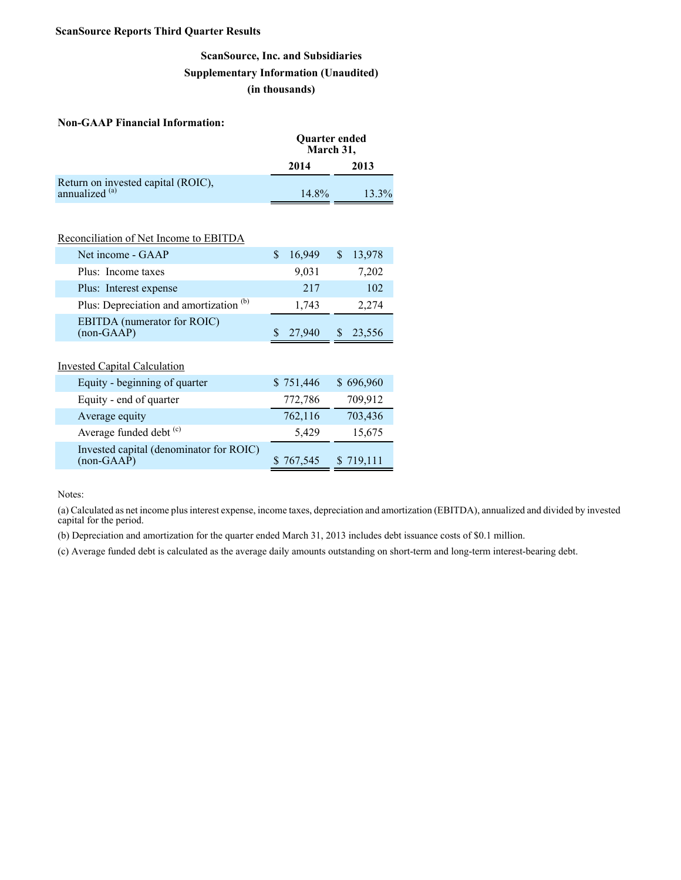**ScanSource Reports Third Quarter Results**

# ScanSource, Inc. and Subsidiaries
## Supplementary Information (Unaudited)
### (in thousands)

**Non-GAAP Financial Information:**

| | Quarter ended March 31, | |
|---|---|---|
| | **2014** | **2013** |
| Return on invested capital (ROIC), annualized [(a)] | 14.8% | 13.3% |
| | | |
| Reconciliation of Net Income to EBITDA | | |
| Net income - GAAP | $ 16,949 | $ 13,978 |
| Plus: Income taxes | 9,031 | 7,202 |
| Plus: Interest expense | 217 | 102 |
| Plus: Depreciation and amortization [(b)] | 1,743 | 2,274 |
| EBITDA (numerator for ROIC) (non-GAAP) | $ 27,940 | $ 23,556 |
| | | |
| Invested Capital Calculation | | |
| Equity - beginning of quarter | $ 751,446 | $ 696,960 |
| Equity - end of quarter | 772,786 | 709,912 |
| Average equity | 762,116 | 703,436 |
| Average funded debt [(c)] | 5,429 | 15,675 |
| Invested capital (denominator for ROIC) (non-GAAP) | $ 767,545 | $ 719,111 |

Notes:

(a) Calculated as net income plus interest expense, income taxes, depreciation and amortization (EBITDA), annualized and divided by invested capital for the period.

(b) Depreciation and amortization for the quarter ended March 31, 2013 includes debt issuance costs of $0.1 million.

(c) Average funded debt is calculated as the average daily amounts outstanding on short-term and long-term interest-bearing debt.